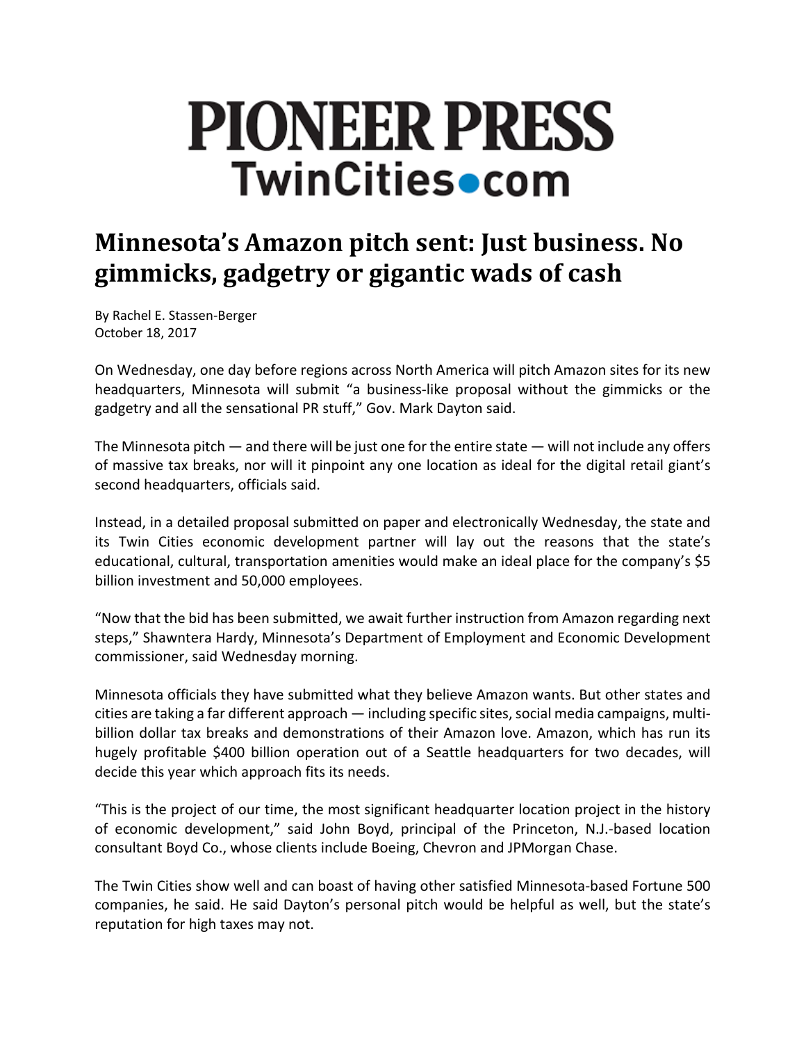# PIONEER PRESS
## TwinCities.com

# Minnesota's Amazon pitch sent: Just business. No gimmicks, gadgetry or gigantic wads of cash

By Rachel E. Stassen-Berger
October 18, 2017

On Wednesday, one day before regions across North America will pitch Amazon sites for its new headquarters, Minnesota will submit "a business-like proposal without the gimmicks or the gadgetry and all the sensational PR stuff," Gov. Mark Dayton said.

The Minnesota pitch — and there will be just one for the entire state — will not include any offers of massive tax breaks, nor will it pinpoint any one location as ideal for the digital retail giant's second headquarters, officials said.

Instead, in a detailed proposal submitted on paper and electronically Wednesday, the state and its Twin Cities economic development partner will lay out the reasons that the state's educational, cultural, transportation amenities would make an ideal place for the company's $5 billion investment and 50,000 employees.

"Now that the bid has been submitted, we await further instruction from Amazon regarding next steps," Shawntera Hardy, Minnesota's Department of Employment and Economic Development commissioner, said Wednesday morning.

Minnesota officials they have submitted what they believe Amazon wants. But other states and cities are taking a far different approach — including specific sites, social media campaigns, multi-billion dollar tax breaks and demonstrations of their Amazon love. Amazon, which has run its hugely profitable $400 billion operation out of a Seattle headquarters for two decades, will decide this year which approach fits its needs.

"This is the project of our time, the most significant headquarter location project in the history of economic development," said John Boyd, principal of the Princeton, N.J.-based location consultant Boyd Co., whose clients include Boeing, Chevron and JPMorgan Chase.

The Twin Cities show well and can boast of having other satisfied Minnesota-based Fortune 500 companies, he said. He said Dayton's personal pitch would be helpful as well, but the state's reputation for high taxes may not.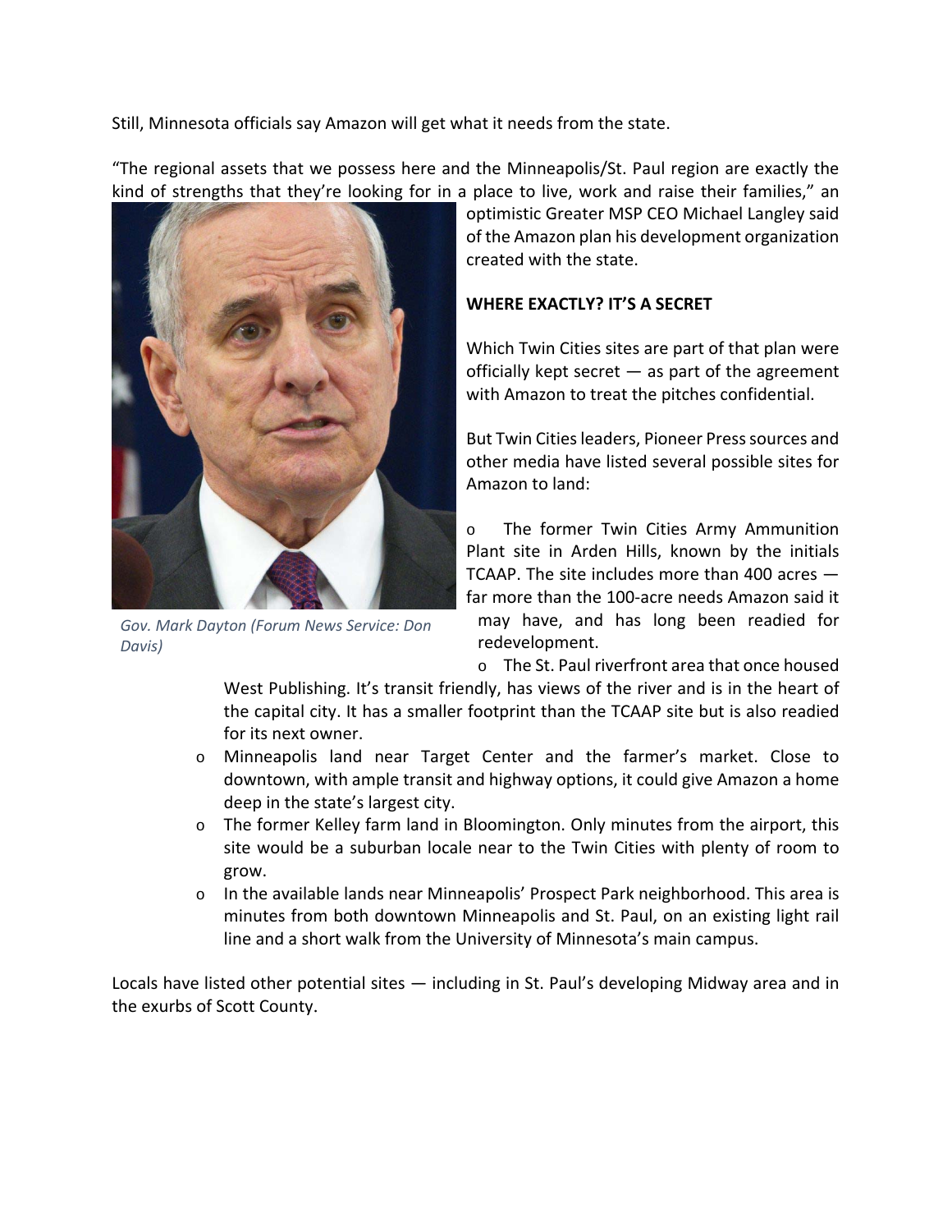Still, Minnesota officials say Amazon will get what it needs from the state.

"The regional assets that we possess here and the Minneapolis/St. Paul region are exactly the kind of strengths that they're looking for in a place to live, work and raise their families," an optimistic Greater MSP CEO Michael Langley said of the Amazon plan his development organization created with the state.

*Gov. Mark Dayton (Forum News Service: Don Davis)*

**WHERE EXACTLY? IT'S A SECRET**

Which Twin Cities sites are part of that plan were officially kept secret — as part of the agreement with Amazon to treat the pitches confidential.

But Twin Cities leaders, Pioneer Press sources and other media have listed several possible sites for Amazon to land:

- The former Twin Cities Army Ammunition Plant site in Arden Hills, known by the initials TCAAP. The site includes more than 400 acres — far more than the 100-acre needs Amazon said it may have, and has long been readied for redevelopment.
- The St. Paul riverfront area that once housed West Publishing. It's transit friendly, has views of the river and is in the heart of the capital city. It has a smaller footprint than the TCAAP site but is also readied for its next owner.
- Minneapolis land near Target Center and the farmer's market. Close to downtown, with ample transit and highway options, it could give Amazon a home deep in the state's largest city.
- The former Kelley farm land in Bloomington. Only minutes from the airport, this site would be a suburban locale near to the Twin Cities with plenty of room to grow.
- In the available lands near Minneapolis' Prospect Park neighborhood. This area is minutes from both downtown Minneapolis and St. Paul, on an existing light rail line and a short walk from the University of Minnesota's main campus.

Locals have listed other potential sites — including in St. Paul's developing Midway area and in the exurbs of Scott County.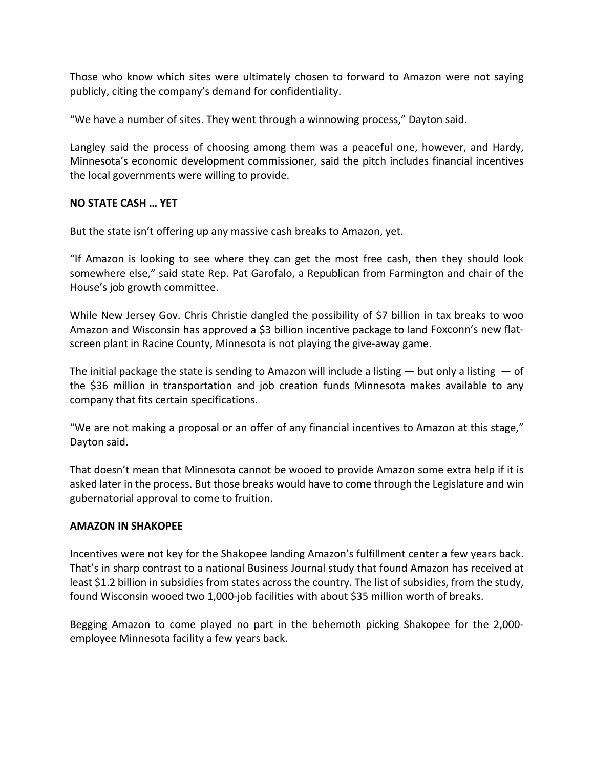Those who know which sites were ultimately chosen to forward to Amazon were not saying publicly, citing the company's demand for confidentiality.

"We have a number of sites. They went through a winnowing process," Dayton said.

Langley said the process of choosing among them was a peaceful one, however, and Hardy, Minnesota's economic development commissioner, said the pitch includes financial incentives the local governments were willing to provide.

**NO STATE CASH … YET**

But the state isn't offering up any massive cash breaks to Amazon, yet.

"If Amazon is looking to see where they can get the most free cash, then they should look somewhere else," said state Rep. Pat Garofalo, a Republican from Farmington and chair of the House's job growth committee.

While New Jersey Gov. Chris Christie dangled the possibility of $7 billion in tax breaks to woo Amazon and Wisconsin has approved a $3 billion incentive package to land Foxconn's new flat-screen plant in Racine County, Minnesota is not playing the give-away game.

The initial package the state is sending to Amazon will include a listing — but only a listing — of the $36 million in transportation and job creation funds Minnesota makes available to any company that fits certain specifications.

"We are not making a proposal or an offer of any financial incentives to Amazon at this stage," Dayton said.

That doesn't mean that Minnesota cannot be wooed to provide Amazon some extra help if it is asked later in the process. But those breaks would have to come through the Legislature and win gubernatorial approval to come to fruition.

**AMAZON IN SHAKOPEE**

Incentives were not key for the Shakopee landing Amazon's fulfillment center a few years back. That's in sharp contrast to a national Business Journal study that found Amazon has received at least $1.2 billion in subsidies from states across the country. The list of subsidies, from the study, found Wisconsin wooed two 1,000-job facilities with about $35 million worth of breaks.

Begging Amazon to come played no part in the behemoth picking Shakopee for the 2,000-employee Minnesota facility a few years back.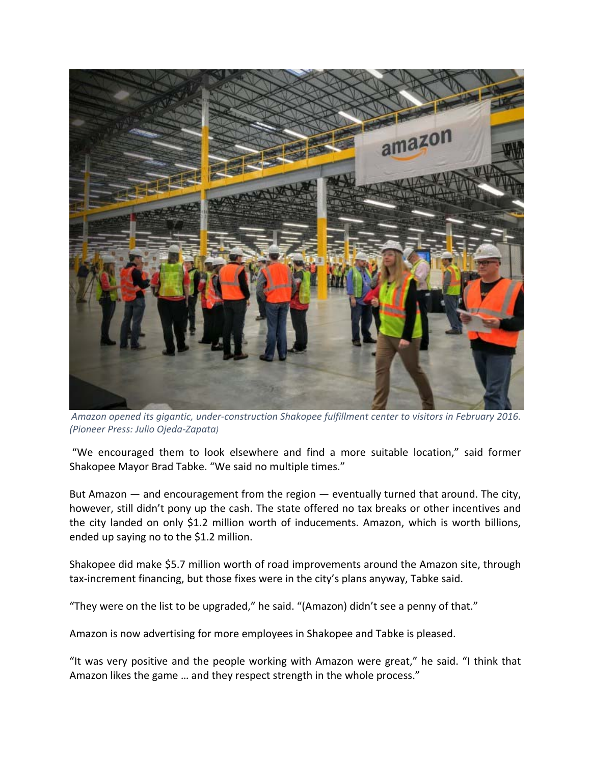*Amazon opened its gigantic, under-construction Shakopee fulfillment center to visitors in February 2016. (Pioneer Press: Julio Ojeda-Zapata)*

"We encouraged them to look elsewhere and find a more suitable location," said former Shakopee Mayor Brad Tabke. "We said no multiple times."

But Amazon — and encouragement from the region — eventually turned that around. The city, however, still didn't pony up the cash. The state offered no tax breaks or other incentives and the city landed on only $1.2 million worth of inducements. Amazon, which is worth billions, ended up saying no to the $1.2 million.

Shakopee did make $5.7 million worth of road improvements around the Amazon site, through tax-increment financing, but those fixes were in the city's plans anyway, Tabke said.

"They were on the list to be upgraded," he said. "(Amazon) didn't see a penny of that."

Amazon is now advertising for more employees in Shakopee and Tabke is pleased.

"It was very positive and the people working with Amazon were great," he said. "I think that Amazon likes the game … and they respect strength in the whole process."